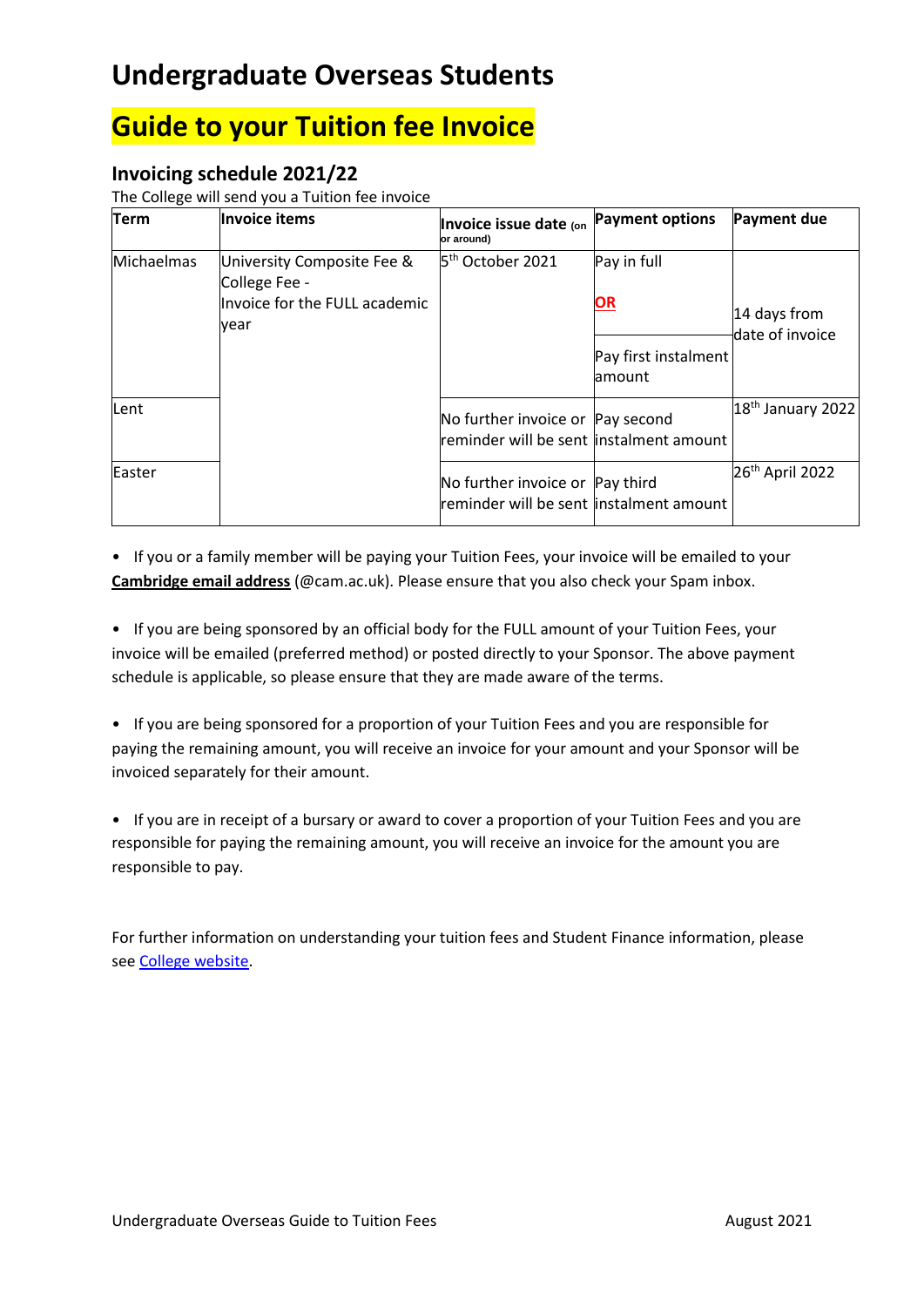# Undergraduate Overseas Students

# Guide to your Tuition fee Invoice

## Invoicing schedule 2021/22

The College will send you a Tuition fee invoice

| Term | Invoice items | Invoice issue date (on or around) | Payment options | Payment due |
|---|---|---|---|---|
| Michaelmas | University Composite Fee & College Fee - Invoice for the FULL academic year | 5th October 2021 | Pay in full **OR** | 14 days from date of invoice |
| | | | Pay first instalment amount | |
| Lent | | No further invoice or reminder will be sent | Pay second instalment amount | 18th January 2022 |
| Easter | | No further invoice or reminder will be sent | Pay third instalment amount | 26th April 2022 |

- If you or a family member will be paying your Tuition Fees, your invoice will be emailed to your **Cambridge email address** (@cam.ac.uk). Please ensure that you also check your Spam inbox.

- If you are being sponsored by an official body for the FULL amount of your Tuition Fees, your invoice will be emailed (preferred method) or posted directly to your Sponsor. The above payment schedule is applicable, so please ensure that they are made aware of the terms.

- If you are being sponsored for a proportion of your Tuition Fees and you are responsible for paying the remaining amount, you will receive an invoice for your amount and your Sponsor will be invoiced separately for their amount.

- If you are in receipt of a bursary or award to cover a proportion of your Tuition Fees and you are responsible for paying the remaining amount, you will receive an invoice for the amount you are responsible to pay.

For further information on understanding your tuition fees and Student Finance information, please see College website.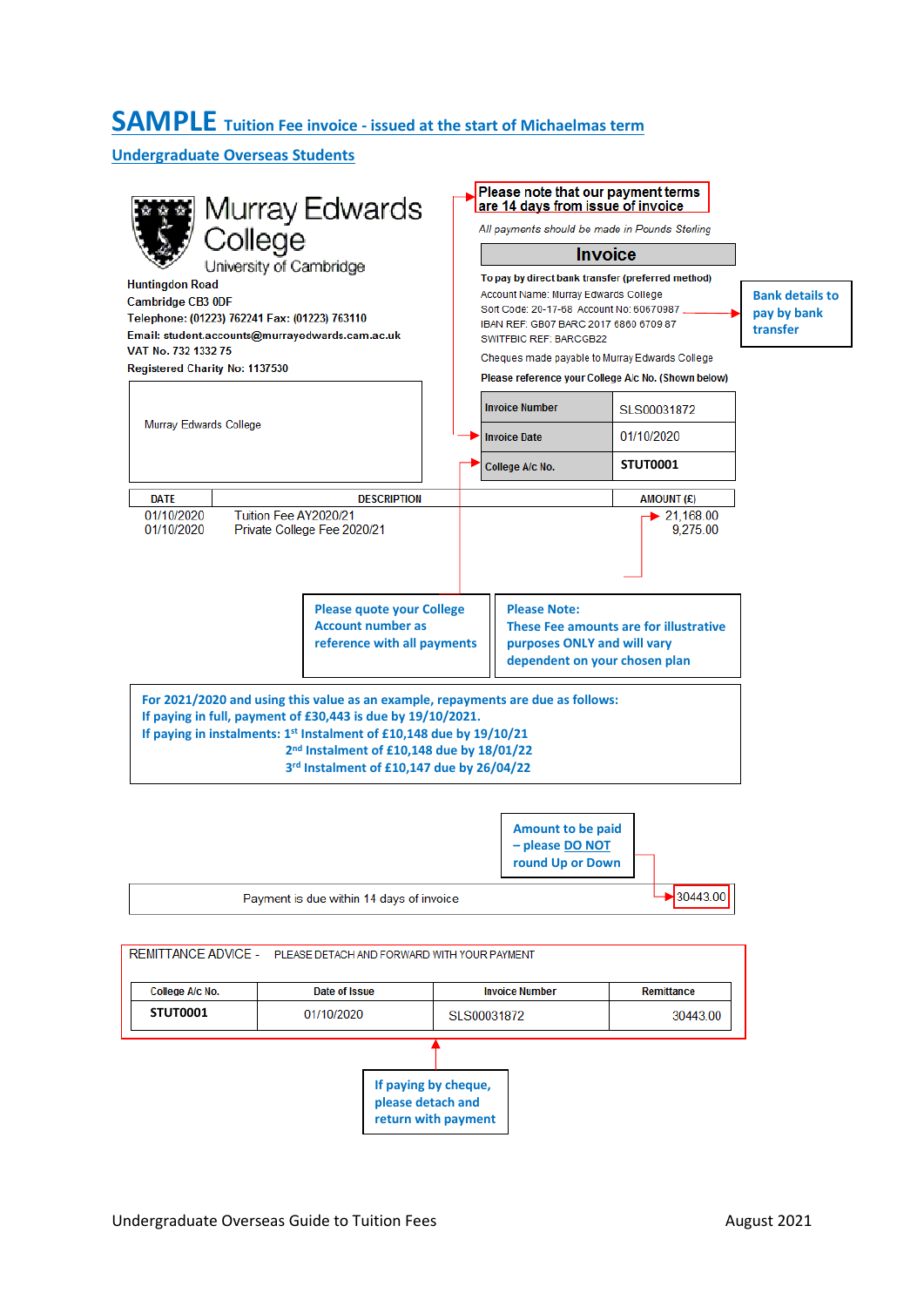# SAMPLE Tuition Fee invoice - issued at the start of Michaelmas term

## Undergraduate Overseas Students

Murray Edwards College
University of Cambridge

**Huntingdon Road**
**Cambridge CB3 0DF**
**Telephone: (01223) 762241 Fax: (01223) 763110**
**Email: student.accounts@murrayedwards.cam.ac.uk**
**VAT No. 732 1332 75**
**Registered Charity No: 1137530**

Murray Edwards College

**Please note that our payment terms are 14 days from issue of invoice**

*All payments should be made in Pounds Sterling*

## Invoice

**To pay by direct bank transfer (preferred method)**
Account Name: Murray Edwards College
Sort Code: 20-17-68 Account No: 60670987
IBAN REF: GB07 BARC 2017 6860 6709 87
SWITFBIC REF: BARCGB22

Cheques made payable to Murray Edwards College

**Please reference your College A/c No. (Shown below)**

**Bank details to pay by bank transfer**

| | |
|---|---|
| Invoice Number | SLS00031872 |
| Invoice Date | 01/10/2020 |
| College A/c No. | **STUT0001** |

| DATE | DESCRIPTION | AMOUNT (£) |
|---|---|---|
| 01/10/2020 | Tuition Fee AY2020/21 | 21,168.00 |
| 01/10/2020 | Private College Fee 2020/21 | 9,275.00 |

**Please quote your College Account number as reference with all payments**

**Please Note:**
**These Fee amounts are for illustrative purposes ONLY and will vary dependent on your chosen plan**

**For 2021/2020 and using this value as an example, repayments are due as follows:**
**If paying in full, payment of £30,443 is due by 19/10/2021.**
**If paying in instalments: 1st Instalment of £10,148 due by 19/10/21**
**2nd Instalment of £10,148 due by 18/01/22**
**3rd Instalment of £10,147 due by 26/04/22**

**Amount to be paid – please DO NOT round Up or Down**

Payment is due within 14 days of invoice 30443.00

REMITTANCE ADVICE - PLEASE DETACH AND FORWARD WITH YOUR PAYMENT

| College A/c No. | Date of Issue | Invoice Number | Remittance |
|---|---|---|---|
| **STUT0001** | 01/10/2020 | SLS00031872 | 30443.00 |

**If paying by cheque, please detach and return with payment**

Undergraduate Overseas Guide to Tuition Fees August 2021